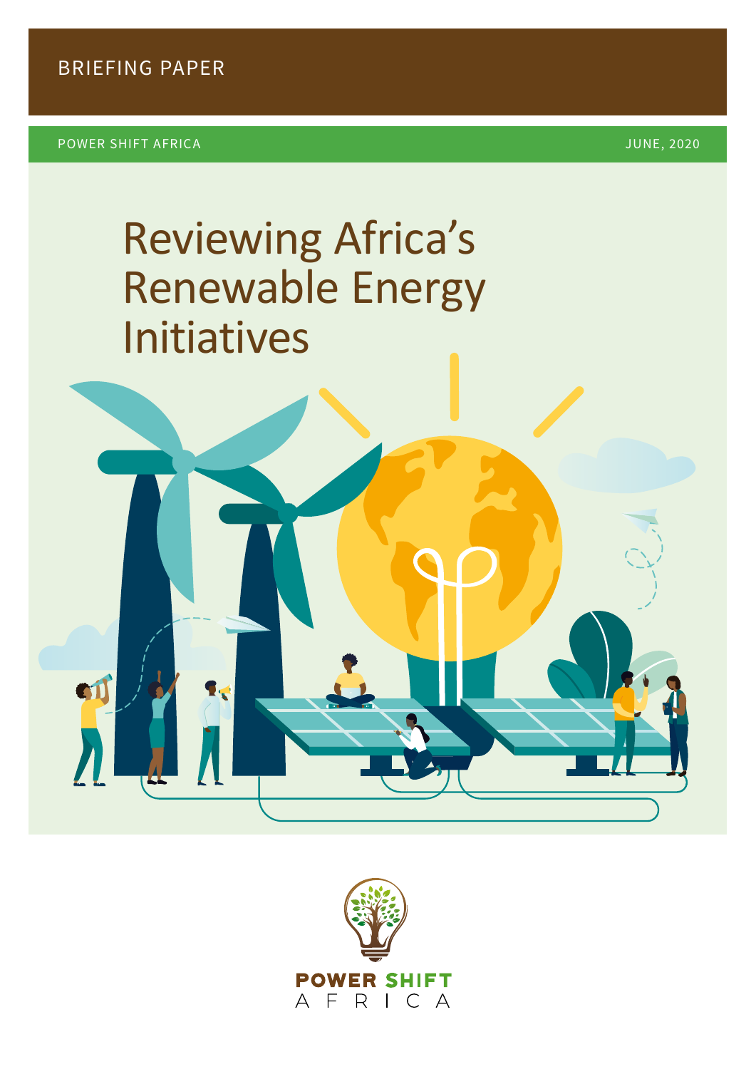BRIEFING PAPER

POWER SHIFT AFRICA

JUNE, 2020

# Reviewing Africa's Renewable Energy Initiatives

POWER SHIFT AFRICA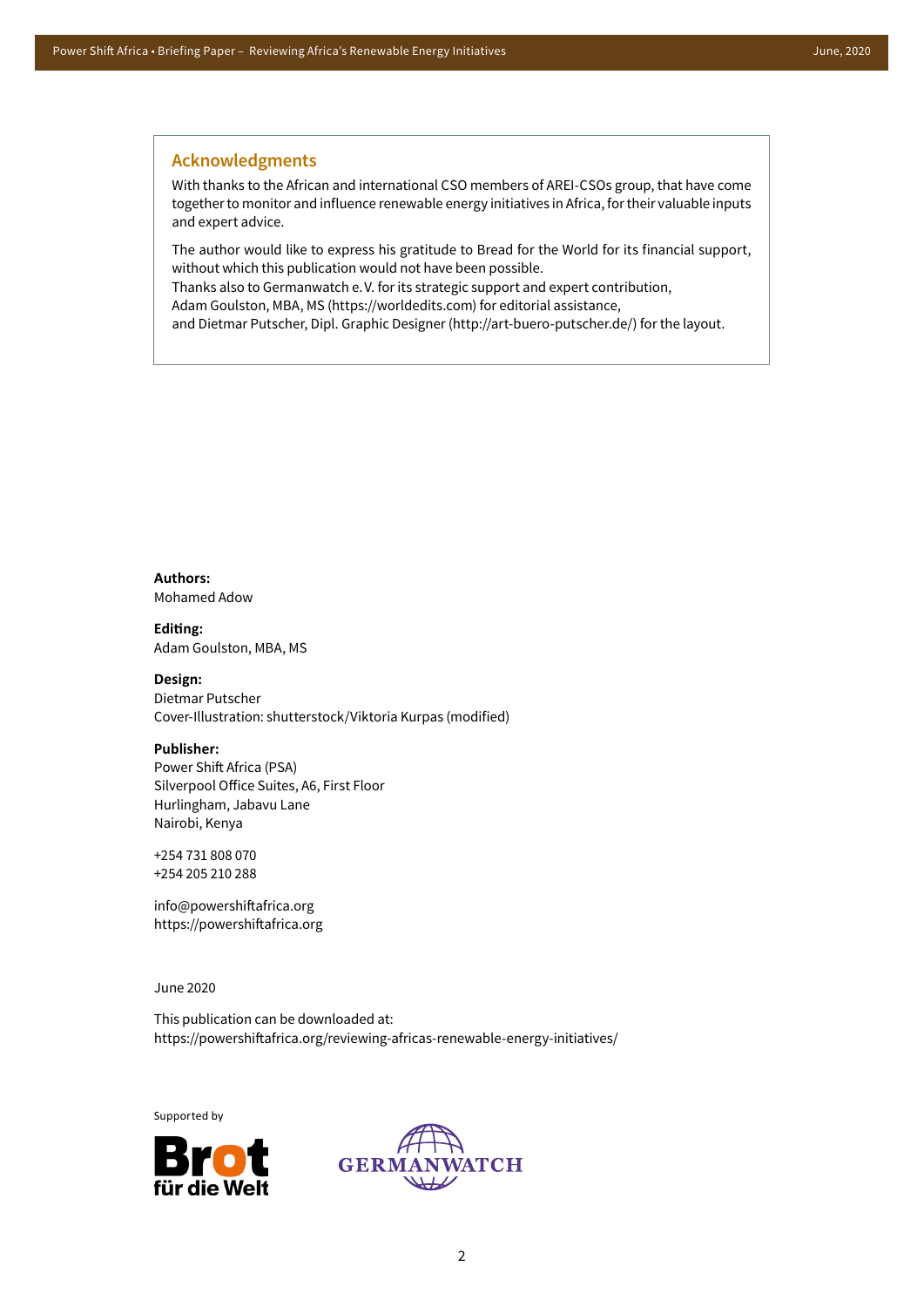## Acknowledgments

With thanks to the African and international CSO members of AREI-CSOs group, that have come together to monitor and influence renewable energy initiatives in Africa, for their valuable inputs and expert advice.

The author would like to express his gratitude to Bread for the World for its financial support, without which this publication would not have been possible.
Thanks also to Germanwatch e. V. for its strategic support and expert contribution,
Adam Goulston, MBA, MS (https://worldedits.com) for editorial assistance,
and Dietmar Putscher, Dipl. Graphic Designer (http://art-buero-putscher.de/) for the layout.

**Authors:**
Mohamed Adow

**Editing:**
Adam Goulston, MBA, MS

**Design:**
Dietmar Putscher
Cover-Illustration: shutterstock/Viktoria Kurpas (modified)

**Publisher:**
Power Shift Africa (PSA)
Silverpool Office Suites, A6, First Floor
Hurlingham, Jabavu Lane
Nairobi, Kenya

+254 731 808 070
+254 205 210 288

info@powershiftafrica.org
https://powershiftafrica.org

June 2020

This publication can be downloaded at:
https://powershiftafrica.org/reviewing-africas-renewable-energy-initiatives/

Supported by

Brot für die Welt

GERMANWATCH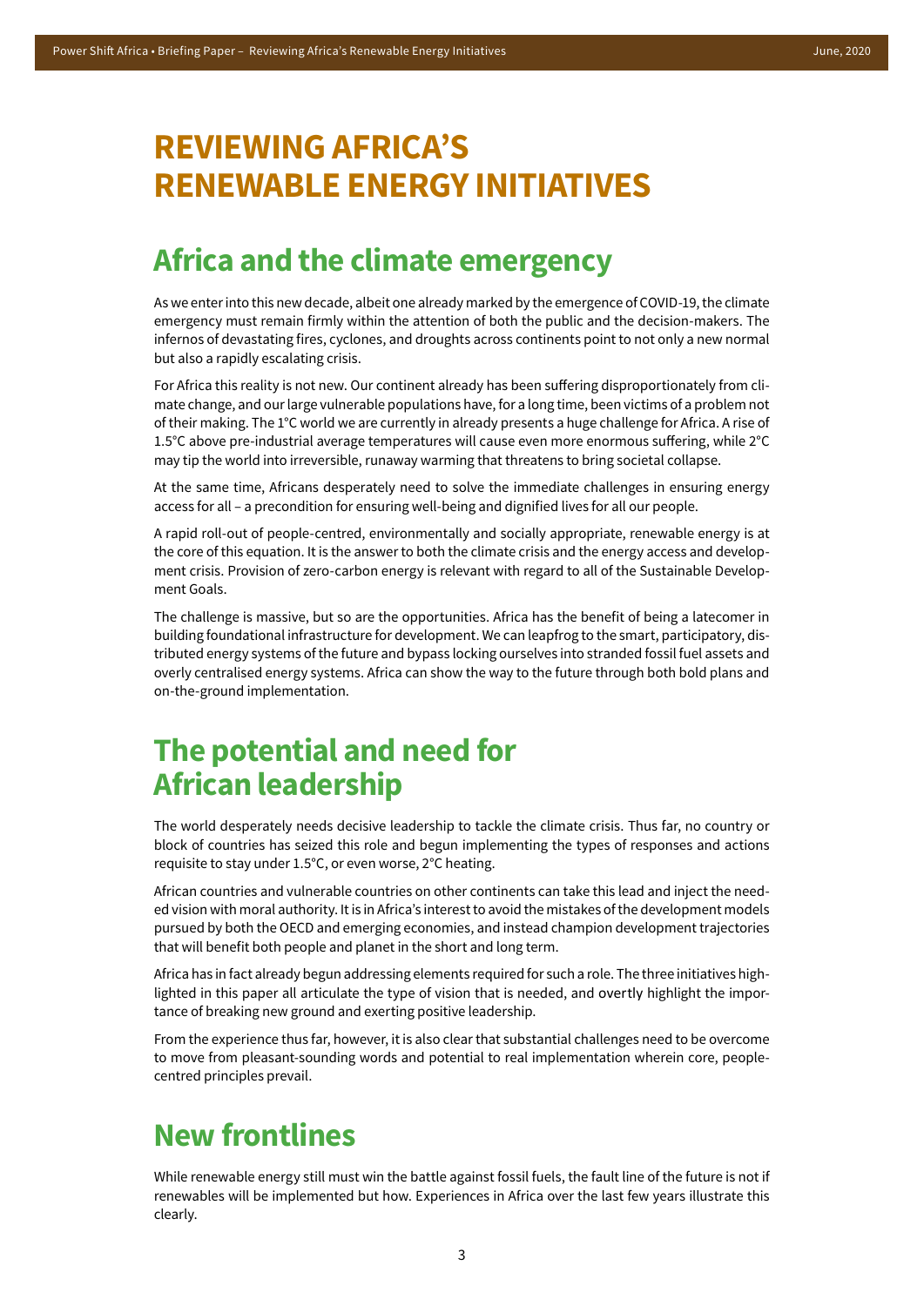# REVIEWING AFRICA'S RENEWABLE ENERGY INITIATIVES

## Africa and the climate emergency

As we enter into this new decade, albeit one already marked by the emergence of COVID-19, the climate emergency must remain firmly within the attention of both the public and the decision-makers. The infernos of devastating fires, cyclones, and droughts across continents point to not only a new normal but also a rapidly escalating crisis.

For Africa this reality is not new. Our continent already has been suffering disproportionately from climate change, and our large vulnerable populations have, for a long time, been victims of a problem not of their making. The 1°C world we are currently in already presents a huge challenge for Africa. A rise of 1.5°C above pre-industrial average temperatures will cause even more enormous suffering, while 2°C may tip the world into irreversible, runaway warming that threatens to bring societal collapse.

At the same time, Africans desperately need to solve the immediate challenges in ensuring energy access for all – a precondition for ensuring well-being and dignified lives for all our people.

A rapid roll-out of people-centred, environmentally and socially appropriate, renewable energy is at the core of this equation. It is the answer to both the climate crisis and the energy access and development crisis. Provision of zero-carbon energy is relevant with regard to all of the Sustainable Development Goals.

The challenge is massive, but so are the opportunities. Africa has the benefit of being a latecomer in building foundational infrastructure for development. We can leapfrog to the smart, participatory, distributed energy systems of the future and bypass locking ourselves into stranded fossil fuel assets and overly centralised energy systems. Africa can show the way to the future through both bold plans and on-the-ground implementation.

## The potential and need for African leadership

The world desperately needs decisive leadership to tackle the climate crisis. Thus far, no country or block of countries has seized this role and begun implementing the types of responses and actions requisite to stay under 1.5°C, or even worse, 2°C heating.

African countries and vulnerable countries on other continents can take this lead and inject the needed vision with moral authority. It is in Africa's interest to avoid the mistakes of the development models pursued by both the OECD and emerging economies, and instead champion development trajectories that will benefit both people and planet in the short and long term.

Africa has in fact already begun addressing elements required for such a role. The three initiatives highlighted in this paper all articulate the type of vision that is needed, and overtly highlight the importance of breaking new ground and exerting positive leadership.

From the experience thus far, however, it is also clear that substantial challenges need to be overcome to move from pleasant-sounding words and potential to real implementation wherein core, people-centred principles prevail.

## New frontlines

While renewable energy still must win the battle against fossil fuels, the fault line of the future is not if renewables will be implemented but how. Experiences in Africa over the last few years illustrate this clearly.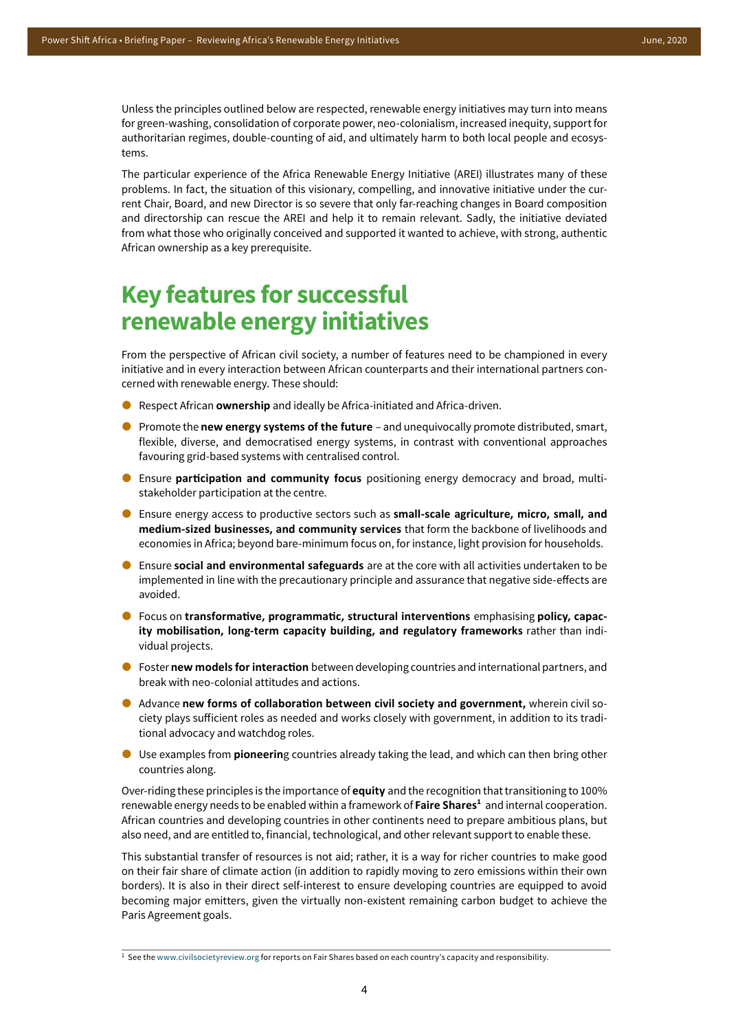Unless the principles outlined below are respected, renewable energy initiatives may turn into means for green-washing, consolidation of corporate power, neo-colonialism, increased inequity, support for authoritarian regimes, double-counting of aid, and ultimately harm to both local people and ecosystems.

The particular experience of the Africa Renewable Energy Initiative (AREI) illustrates many of these problems. In fact, the situation of this visionary, compelling, and innovative initiative under the current Chair, Board, and new Director is so severe that only far-reaching changes in Board composition and directorship can rescue the AREI and help it to remain relevant. Sadly, the initiative deviated from what those who originally conceived and supported it wanted to achieve, with strong, authentic African ownership as a key prerequisite.

# Key features for successful renewable energy initiatives

From the perspective of African civil society, a number of features need to be championed in every initiative and in every interaction between African counterparts and their international partners concerned with renewable energy. These should:

- Respect African **ownership** and ideally be Africa-initiated and Africa-driven.
- Promote the **new energy systems of the future** – and unequivocally promote distributed, smart, flexible, diverse, and democratised energy systems, in contrast with conventional approaches favouring grid-based systems with centralised control.
- Ensure **participation and community focus** positioning energy democracy and broad, multi-stakeholder participation at the centre.
- Ensure energy access to productive sectors such as **small-scale agriculture, micro, small, and medium-sized businesses, and community services** that form the backbone of livelihoods and economies in Africa; beyond bare-minimum focus on, for instance, light provision for households.
- Ensure **social and environmental safeguards** are at the core with all activities undertaken to be implemented in line with the precautionary principle and assurance that negative side-effects are avoided.
- Focus on **transformative, programmatic, structural interventions** emphasising **policy, capacity mobilisation, long-term capacity building, and regulatory frameworks** rather than individual projects.
- Foster **new models for interaction** between developing countries and international partners, and break with neo-colonial attitudes and actions.
- Advance **new forms of collaboration between civil society and government,** wherein civil society plays sufficient roles as needed and works closely with government, in addition to its traditional advocacy and watchdog roles.
- Use examples from **pioneerin**g countries already taking the lead, and which can then bring other countries along.

Over-riding these principles is the importance of **equity** and the recognition that transitioning to 100% renewable energy needs to be enabled within a framework of **Faire Shares**[1] and internal cooperation. African countries and developing countries in other continents need to prepare ambitious plans, but also need, and are entitled to, financial, technological, and other relevant support to enable these.

This substantial transfer of resources is not aid; rather, it is a way for richer countries to make good on their fair share of climate action (in addition to rapidly moving to zero emissions within their own borders). It is also in their direct self-interest to ensure developing countries are equipped to avoid becoming major emitters, given the virtually non-existent remaining carbon budget to achieve the Paris Agreement goals.

[1] See the www.civilsocietyreview.org for reports on Fair Shares based on each country's capacity and responsibility.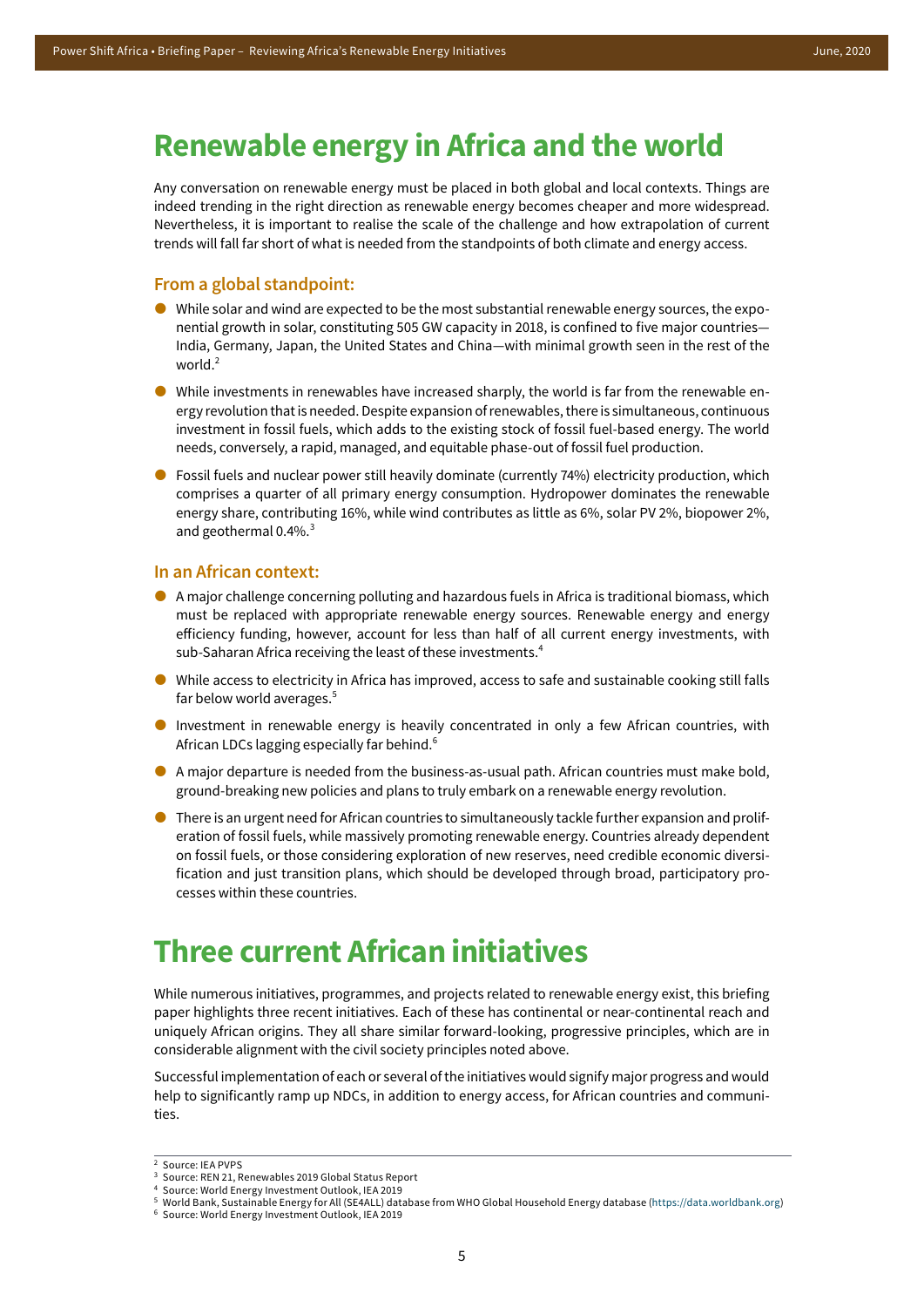# Renewable energy in Africa and the world

Any conversation on renewable energy must be placed in both global and local contexts. Things are indeed trending in the right direction as renewable energy becomes cheaper and more widespread. Nevertheless, it is important to realise the scale of the challenge and how extrapolation of current trends will fall far short of what is needed from the standpoints of both climate and energy access.

### From a global standpoint:

- While solar and wind are expected to be the most substantial renewable energy sources, the exponential growth in solar, constituting 505 GW capacity in 2018, is confined to five major countries—India, Germany, Japan, the United States and China—with minimal growth seen in the rest of the world.[2]
- While investments in renewables have increased sharply, the world is far from the renewable energy revolution that is needed. Despite expansion of renewables, there is simultaneous, continuous investment in fossil fuels, which adds to the existing stock of fossil fuel-based energy. The world needs, conversely, a rapid, managed, and equitable phase-out of fossil fuel production.
- Fossil fuels and nuclear power still heavily dominate (currently 74%) electricity production, which comprises a quarter of all primary energy consumption. Hydropower dominates the renewable energy share, contributing 16%, while wind contributes as little as 6%, solar PV 2%, biopower 2%, and geothermal 0.4%.[3]

### In an African context:

- A major challenge concerning polluting and hazardous fuels in Africa is traditional biomass, which must be replaced with appropriate renewable energy sources. Renewable energy and energy efficiency funding, however, account for less than half of all current energy investments, with sub-Saharan Africa receiving the least of these investments.[4]
- While access to electricity in Africa has improved, access to safe and sustainable cooking still falls far below world averages.[5]
- Investment in renewable energy is heavily concentrated in only a few African countries, with African LDCs lagging especially far behind.[6]
- A major departure is needed from the business-as-usual path. African countries must make bold, ground-breaking new policies and plans to truly embark on a renewable energy revolution.
- There is an urgent need for African countries to simultaneously tackle further expansion and proliferation of fossil fuels, while massively promoting renewable energy. Countries already dependent on fossil fuels, or those considering exploration of new reserves, need credible economic diversification and just transition plans, which should be developed through broad, participatory processes within these countries.

# Three current African initiatives

While numerous initiatives, programmes, and projects related to renewable energy exist, this briefing paper highlights three recent initiatives. Each of these has continental or near-continental reach and uniquely African origins. They all share similar forward-looking, progressive principles, which are in considerable alignment with the civil society principles noted above.

Successful implementation of each or several of the initiatives would signify major progress and would help to significantly ramp up NDCs, in addition to energy access, for African countries and communities.

---

[2] Source: IEA PVPS
[3] Source: REN 21, Renewables 2019 Global Status Report
[4] Source: World Energy Investment Outlook, IEA 2019
[5] World Bank, Sustainable Energy for All (SE4ALL) database from WHO Global Household Energy database (https://data.worldbank.org)
[6] Source: World Energy Investment Outlook, IEA 2019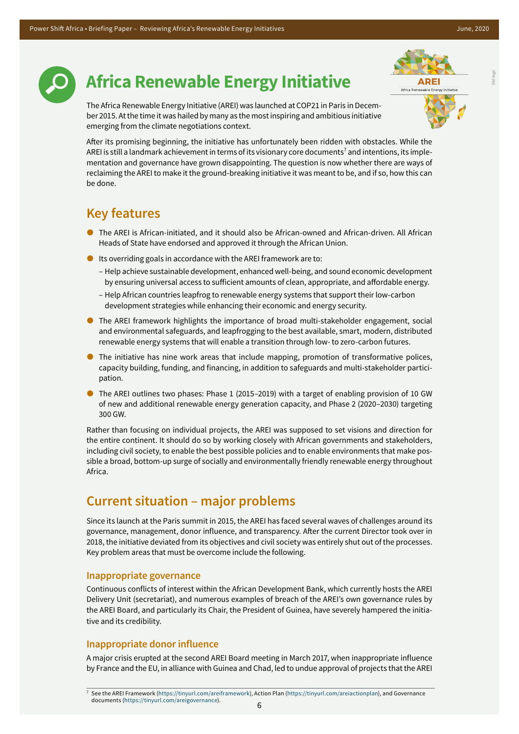# Africa Renewable Energy Initiative

The Africa Renewable Energy Initiative (AREI) was launched at COP21 in Paris in December 2015. At the time it was hailed by many as the most inspiring and ambitious initiative emerging from the climate negotiations context.

After its promising beginning, the initiative has unfortunately been ridden with obstacles. While the AREI is still a landmark achievement in terms of its visionary core documents[7] and intentions, its implementation and governance have grown disappointing. The question is now whether there are ways of reclaiming the AREI to make it the ground-breaking initiative it was meant to be, and if so, how this can be done.

## Key features

- The AREI is African-initiated, and it should also be African-owned and African-driven. All African Heads of State have endorsed and approved it through the African Union.
- Its overriding goals in accordance with the AREI framework are to:
  - Help achieve sustainable development, enhanced well-being, and sound economic development by ensuring universal access to sufficient amounts of clean, appropriate, and affordable energy.
  - Help African countries leapfrog to renewable energy systems that support their low-carbon development strategies while enhancing their economic and energy security.
- The AREI framework highlights the importance of broad multi-stakeholder engagement, social and environmental safeguards, and leapfrogging to the best available, smart, modern, distributed renewable energy systems that will enable a transition through low- to zero-carbon futures.
- The initiative has nine work areas that include mapping, promotion of transformative polices, capacity building, funding, and financing, in addition to safeguards and multi-stakeholder participation.
- The AREI outlines two phases: Phase 1 (2015–2019) with a target of enabling provision of 10 GW of new and additional renewable energy generation capacity, and Phase 2 (2020–2030) targeting 300 GW.

Rather than focusing on individual projects, the AREI was supposed to set visions and direction for the entire continent. It should do so by working closely with African governments and stakeholders, including civil society, to enable the best possible policies and to enable environments that make possible a broad, bottom-up surge of socially and environmentally friendly renewable energy throughout Africa.

## Current situation – major problems

Since its launch at the Paris summit in 2015, the AREI has faced several waves of challenges around its governance, management, donor influence, and transparency. After the current Director took over in 2018, the initiative deviated from its objectives and civil society was entirely shut out of the processes. Key problem areas that must be overcome include the following.

### Inappropriate governance

Continuous conflicts of interest within the African Development Bank, which currently hosts the AREI Delivery Unit (secretariat), and numerous examples of breach of the AREI's own governance rules by the AREI Board, and particularly its Chair, the President of Guinea, have severely hampered the initiative and its credibility.

### Inappropriate donor influence

A major crisis erupted at the second AREI Board meeting in March 2017, when inappropriate influence by France and the EU, in alliance with Guinea and Chad, led to undue approval of projects that the AREI

[7] See the AREI Framework (https://tinyurl.com/areiframework), Action Plan (https://tinyurl.com/areiactionplan), and Governance documents (https://tinyurl.com/areigovernance).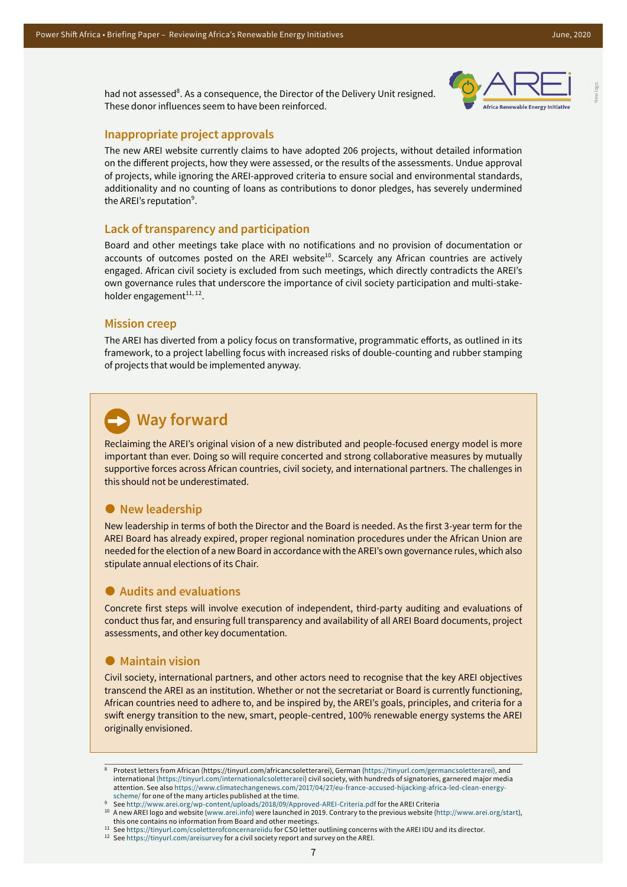had not assessed[8]. As a consequence, the Director of the Delivery Unit resigned. These donor influences seem to have been reinforced.

## Inappropriate project approvals

The new AREI website currently claims to have adopted 206 projects, without detailed information on the different projects, how they were assessed, or the results of the assessments. Undue approval of projects, while ignoring the AREI-approved criteria to ensure social and environmental standards, additionality and no counting of loans as contributions to donor pledges, has severely undermined the AREI's reputation[9].

## Lack of transparency and participation

Board and other meetings take place with no notifications and no provision of documentation or accounts of outcomes posted on the AREI website[10]. Scarcely any African countries are actively engaged. African civil society is excluded from such meetings, which directly contradicts the AREI's own governance rules that underscore the importance of civil society participation and multi-stake-holder engagement[11, 12].

## Mission creep

The AREI has diverted from a policy focus on transformative, programmatic efforts, as outlined in its framework, to a project labelling focus with increased risks of double-counting and rubber stamping of projects that would be implemented anyway.

# Way forward

Reclaiming the AREI's original vision of a new distributed and people-focused energy model is more important than ever. Doing so will require concerted and strong collaborative measures by mutually supportive forces across African countries, civil society, and international partners. The challenges in this should not be underestimated.

### New leadership

New leadership in terms of both the Director and the Board is needed. As the first 3-year term for the AREI Board has already expired, proper regional nomination procedures under the African Union are needed for the election of a new Board in accordance with the AREI's own governance rules, which also stipulate annual elections of its Chair.

### Audits and evaluations

Concrete first steps will involve execution of independent, third-party auditing and evaluations of conduct thus far, and ensuring full transparency and availability of all AREI Board documents, project assessments, and other key documentation.

### Maintain vision

Civil society, international partners, and other actors need to recognise that the key AREI objectives transcend the AREI as an institution. Whether or not the secretariat or Board is currently functioning, African countries need to adhere to, and be inspired by, the AREI's goals, principles, and criteria for a swift energy transition to the new, smart, people-centred, 100% renewable energy systems the AREI originally envisioned.

---

[8] Protest letters from African (https://tinyurl.com/africancsoletterarei), German (https://tinyurl.com/germancsoletterarei), and international (https://tinyurl.com/internationalcsoletterarei) civil society, with hundreds of signatories, garnered major media attention. See also https://www.climatechangenews.com/2017/04/27/eu-france-accused-hijacking-africa-led-clean-energy-scheme/ for one of the many articles published at the time.

[9] See http://www.arei.org/wp-content/uploads/2018/09/Approved-AREI-Criteria.pdf for the AREI Criteria

[10] A new AREI logo and website (www.arei.info) were launched in 2019. Contrary to the previous website (http://www.arei.org/start), this one contains no information from Board and other meetings.

[11] See https://tinyurl.com/csoletterofconcernareiidu for CSO letter outlining concerns with the AREI IDU and its director.

[12] See https://tinyurl.com/areisurvey for a civil society report and survey on the AREI.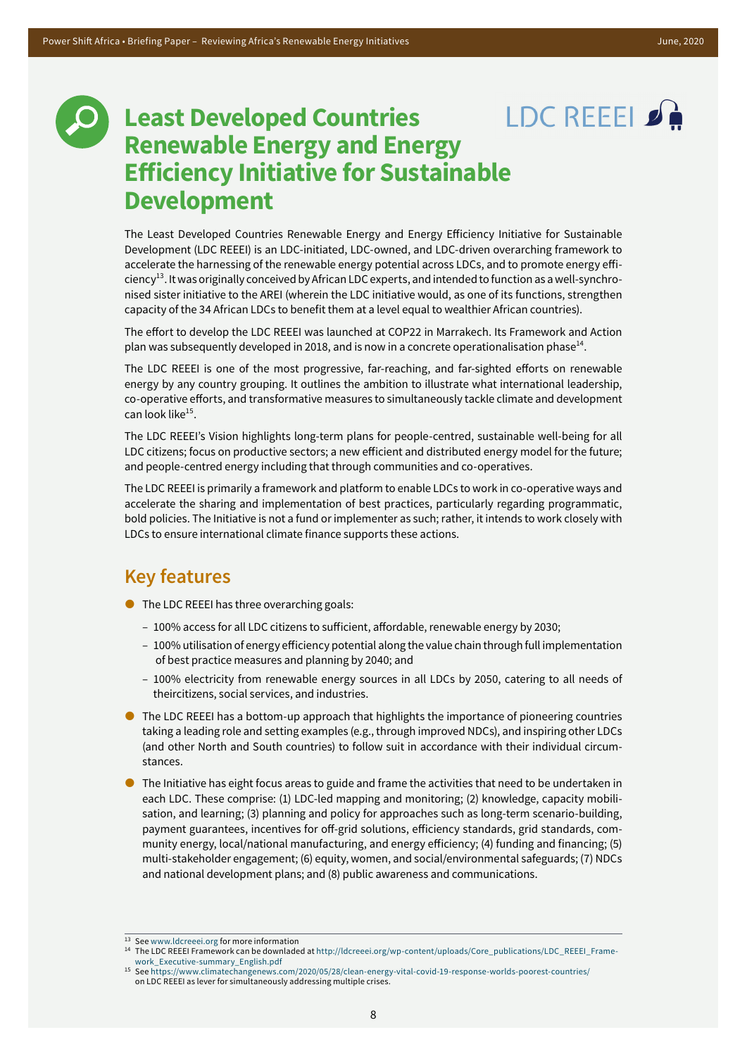# Least Developed Countries Renewable Energy and Energy Efficiency Initiative for Sustainable Development

LDC REEEI

The Least Developed Countries Renewable Energy and Energy Efficiency Initiative for Sustainable Development (LDC REEEI) is an LDC-initiated, LDC-owned, and LDC-driven overarching framework to accelerate the harnessing of the renewable energy potential across LDCs, and to promote energy efficiency[13]. It was originally conceived by African LDC experts, and intended to function as a well-synchronised sister initiative to the AREI (wherein the LDC initiative would, as one of its functions, strengthen capacity of the 34 African LDCs to benefit them at a level equal to wealthier African countries).

The effort to develop the LDC REEEI was launched at COP22 in Marrakech. Its Framework and Action plan was subsequently developed in 2018, and is now in a concrete operationalisation phase[14].

The LDC REEEI is one of the most progressive, far-reaching, and far-sighted efforts on renewable energy by any country grouping. It outlines the ambition to illustrate what international leadership, co-operative efforts, and transformative measures to simultaneously tackle climate and development can look like[15].

The LDC REEEI's Vision highlights long-term plans for people-centred, sustainable well-being for all LDC citizens; focus on productive sectors; a new efficient and distributed energy model for the future; and people-centred energy including that through communities and co-operatives.

The LDC REEEI is primarily a framework and platform to enable LDCs to work in co-operative ways and accelerate the sharing and implementation of best practices, particularly regarding programmatic, bold policies. The Initiative is not a fund or implementer as such; rather, it intends to work closely with LDCs to ensure international climate finance supports these actions.

## Key features

- The LDC REEEI has three overarching goals:
  - 100% access for all LDC citizens to sufficient, affordable, renewable energy by 2030;
  - 100% utilisation of energy efficiency potential along the value chain through full implementation of best practice measures and planning by 2040; and
  - 100% electricity from renewable energy sources in all LDCs by 2050, catering to all needs of theircitizens, social services, and industries.
- The LDC REEEI has a bottom-up approach that highlights the importance of pioneering countries taking a leading role and setting examples (e.g., through improved NDCs), and inspiring other LDCs (and other North and South countries) to follow suit in accordance with their individual circumstances.
- The Initiative has eight focus areas to guide and frame the activities that need to be undertaken in each LDC. These comprise: (1) LDC-led mapping and monitoring; (2) knowledge, capacity mobilisation, and learning; (3) planning and policy for approaches such as long-term scenario-building, payment guarantees, incentives for off-grid solutions, efficiency standards, grid standards, community energy, local/national manufacturing, and energy efficiency; (4) funding and financing; (5) multi-stakeholder engagement; (6) equity, women, and social/environmental safeguards; (7) NDCs and national development plans; and (8) public awareness and communications.

---

[13] See www.ldcreeei.org for more information

[14] The LDC REEEI Framework can be downloaded at http://ldcreeei.org/wp-content/uploads/Core_publications/LDC_REEEI_Framework_Executive-summary_English.pdf

[15] See https://www.climatechangenews.com/2020/05/28/clean-energy-vital-covid-19-response-worlds-poorest-countries/ on LDC REEEI as lever for simultaneously addressing multiple crises.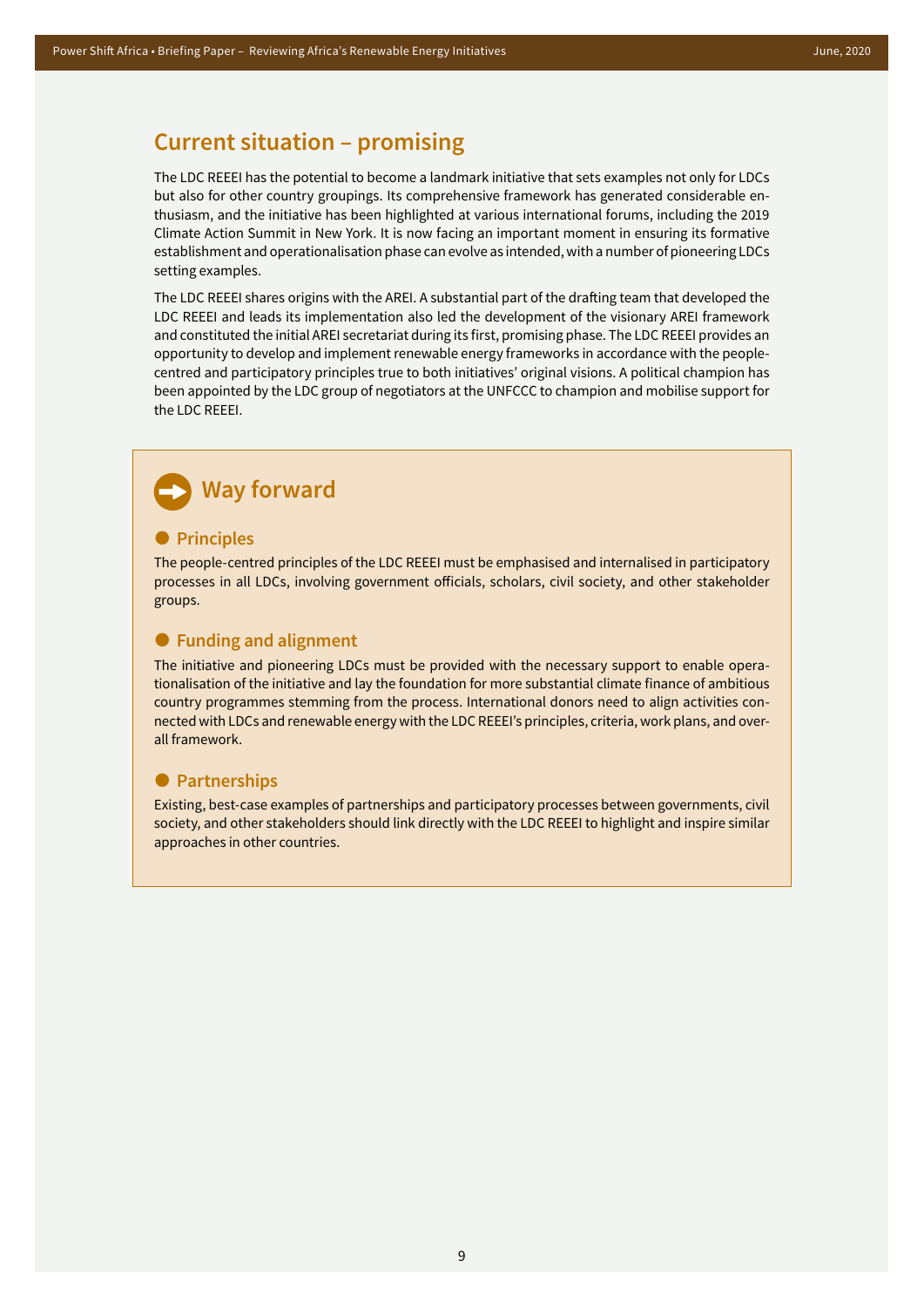## Current situation – promising

The LDC REEEI has the potential to become a landmark initiative that sets examples not only for LDCs but also for other country groupings. Its comprehensive framework has generated considerable enthusiasm, and the initiative has been highlighted at various international forums, including the 2019 Climate Action Summit in New York. It is now facing an important moment in ensuring its formative establishment and operationalisation phase can evolve as intended, with a number of pioneering LDCs setting examples.

The LDC REEEI shares origins with the AREI. A substantial part of the drafting team that developed the LDC REEEI and leads its implementation also led the development of the visionary AREI framework and constituted the initial AREI secretariat during its first, promising phase. The LDC REEEI provides an opportunity to develop and implement renewable energy frameworks in accordance with the people-centred and participatory principles true to both initiatives' original visions. A political champion has been appointed by the LDC group of negotiators at the UNFCCC to champion and mobilise support for the LDC REEEI.

## Way forward

### Principles

The people-centred principles of the LDC REEEI must be emphasised and internalised in participatory processes in all LDCs, involving government officials, scholars, civil society, and other stakeholder groups.

### Funding and alignment

The initiative and pioneering LDCs must be provided with the necessary support to enable operationalisation of the initiative and lay the foundation for more substantial climate finance of ambitious country programmes stemming from the process. International donors need to align activities connected with LDCs and renewable energy with the LDC REEEI's principles, criteria, work plans, and overall framework.

### Partnerships

Existing, best-case examples of partnerships and participatory processes between governments, civil society, and other stakeholders should link directly with the LDC REEEI to highlight and inspire similar approaches in other countries.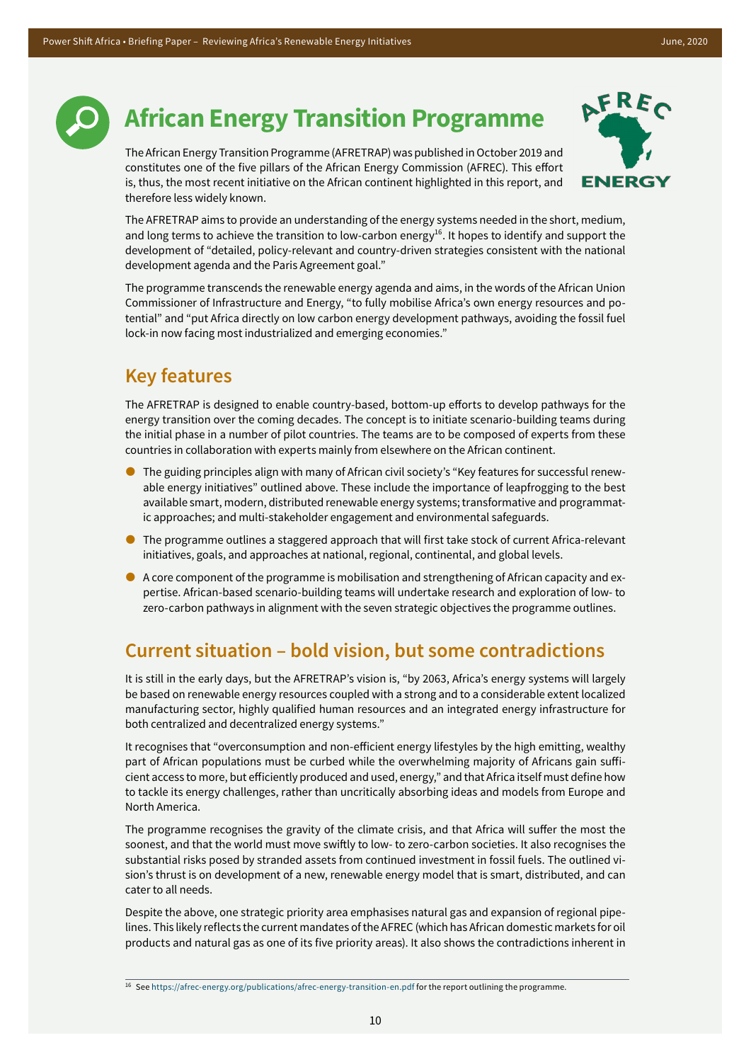# African Energy Transition Programme

The African Energy Transition Programme (AFRETRAP) was published in October 2019 and constitutes one of the five pillars of the African Energy Commission (AFREC). This effort is, thus, the most recent initiative on the African continent highlighted in this report, and therefore less widely known.

The AFRETRAP aims to provide an understanding of the energy systems needed in the short, medium, and long terms to achieve the transition to low-carbon energy[16]. It hopes to identify and support the development of "detailed, policy-relevant and country-driven strategies consistent with the national development agenda and the Paris Agreement goal."

The programme transcends the renewable energy agenda and aims, in the words of the African Union Commissioner of Infrastructure and Energy, "to fully mobilise Africa's own energy resources and potential" and "put Africa directly on low carbon energy development pathways, avoiding the fossil fuel lock-in now facing most industrialized and emerging economies."

## Key features

The AFRETRAP is designed to enable country-based, bottom-up efforts to develop pathways for the energy transition over the coming decades. The concept is to initiate scenario-building teams during the initial phase in a number of pilot countries. The teams are to be composed of experts from these countries in collaboration with experts mainly from elsewhere on the African continent.

- The guiding principles align with many of African civil society's "Key features for successful renewable energy initiatives" outlined above. These include the importance of leapfrogging to the best available smart, modern, distributed renewable energy systems; transformative and programmatic approaches; and multi-stakeholder engagement and environmental safeguards.
- The programme outlines a staggered approach that will first take stock of current Africa-relevant initiatives, goals, and approaches at national, regional, continental, and global levels.
- A core component of the programme is mobilisation and strengthening of African capacity and expertise. African-based scenario-building teams will undertake research and exploration of low- to zero-carbon pathways in alignment with the seven strategic objectives the programme outlines.

## Current situation – bold vision, but some contradictions

It is still in the early days, but the AFRETRAP's vision is, "by 2063, Africa's energy systems will largely be based on renewable energy resources coupled with a strong and to a considerable extent localized manufacturing sector, highly qualified human resources and an integrated energy infrastructure for both centralized and decentralized energy systems."

It recognises that "overconsumption and non-efficient energy lifestyles by the high emitting, wealthy part of African populations must be curbed while the overwhelming majority of Africans gain sufficient access to more, but efficiently produced and used, energy," and that Africa itself must define how to tackle its energy challenges, rather than uncritically absorbing ideas and models from Europe and North America.

The programme recognises the gravity of the climate crisis, and that Africa will suffer the most the soonest, and that the world must move swiftly to low- to zero-carbon societies. It also recognises the substantial risks posed by stranded assets from continued investment in fossil fuels. The outlined vision's thrust is on development of a new, renewable energy model that is smart, distributed, and can cater to all needs.

Despite the above, one strategic priority area emphasises natural gas and expansion of regional pipelines. This likely reflects the current mandates of the AFREC (which has African domestic markets for oil products and natural gas as one of its five priority areas). It also shows the contradictions inherent in

[16] See https://afrec-energy.org/publications/afrec-energy-transition-en.pdf for the report outlining the programme.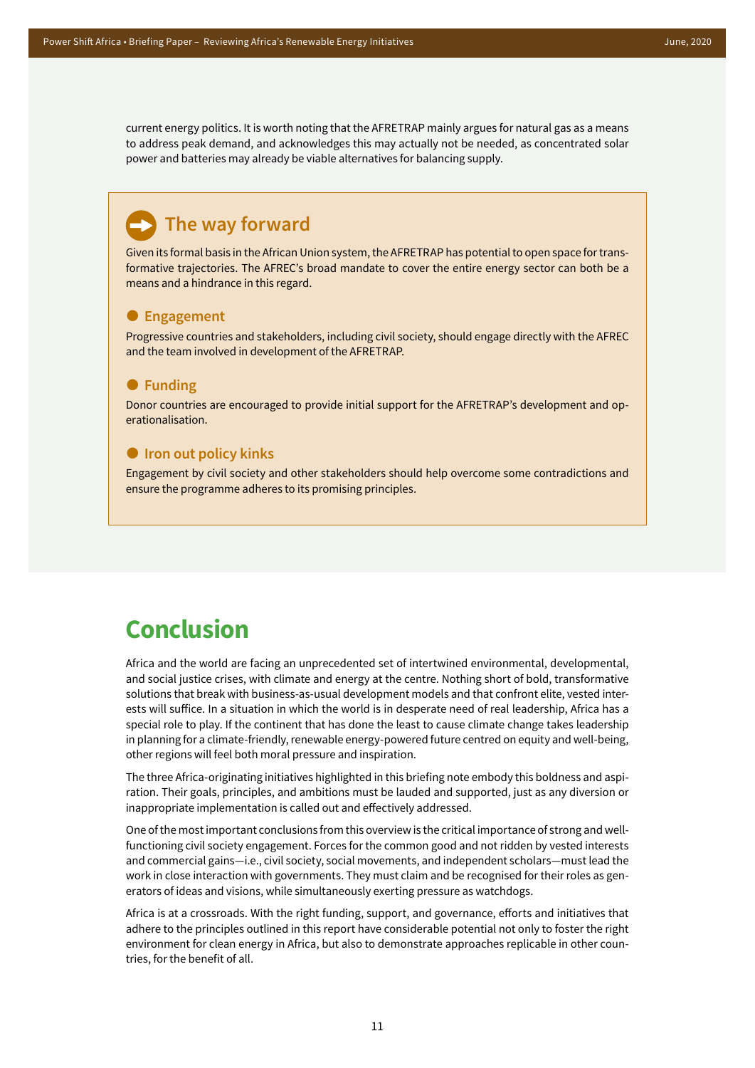current energy politics. It is worth noting that the AFRETRAP mainly argues for natural gas as a means to address peak demand, and acknowledges this may actually not be needed, as concentrated solar power and batteries may already be viable alternatives for balancing supply.

### The way forward

Given its formal basis in the African Union system, the AFRETRAP has potential to open space for transformative trajectories. The AFREC's broad mandate to cover the entire energy sector can both be a means and a hindrance in this regard.

#### Engagement

Progressive countries and stakeholders, including civil society, should engage directly with the AFREC and the team involved in development of the AFRETRAP.

#### Funding

Donor countries are encouraged to provide initial support for the AFRETRAP's development and operationalisation.

#### Iron out policy kinks

Engagement by civil society and other stakeholders should help overcome some contradictions and ensure the programme adheres to its promising principles.

## Conclusion

Africa and the world are facing an unprecedented set of intertwined environmental, developmental, and social justice crises, with climate and energy at the centre. Nothing short of bold, transformative solutions that break with business-as-usual development models and that confront elite, vested interests will suffice. In a situation in which the world is in desperate need of real leadership, Africa has a special role to play. If the continent that has done the least to cause climate change takes leadership in planning for a climate-friendly, renewable energy-powered future centred on equity and well-being, other regions will feel both moral pressure and inspiration.

The three Africa-originating initiatives highlighted in this briefing note embody this boldness and aspiration. Their goals, principles, and ambitions must be lauded and supported, just as any diversion or inappropriate implementation is called out and effectively addressed.

One of the most important conclusions from this overview is the critical importance of strong and well-functioning civil society engagement. Forces for the common good and not ridden by vested interests and commercial gains—i.e., civil society, social movements, and independent scholars—must lead the work in close interaction with governments. They must claim and be recognised for their roles as generators of ideas and visions, while simultaneously exerting pressure as watchdogs.

Africa is at a crossroads. With the right funding, support, and governance, efforts and initiatives that adhere to the principles outlined in this report have considerable potential not only to foster the right environment for clean energy in Africa, but also to demonstrate approaches replicable in other countries, for the benefit of all.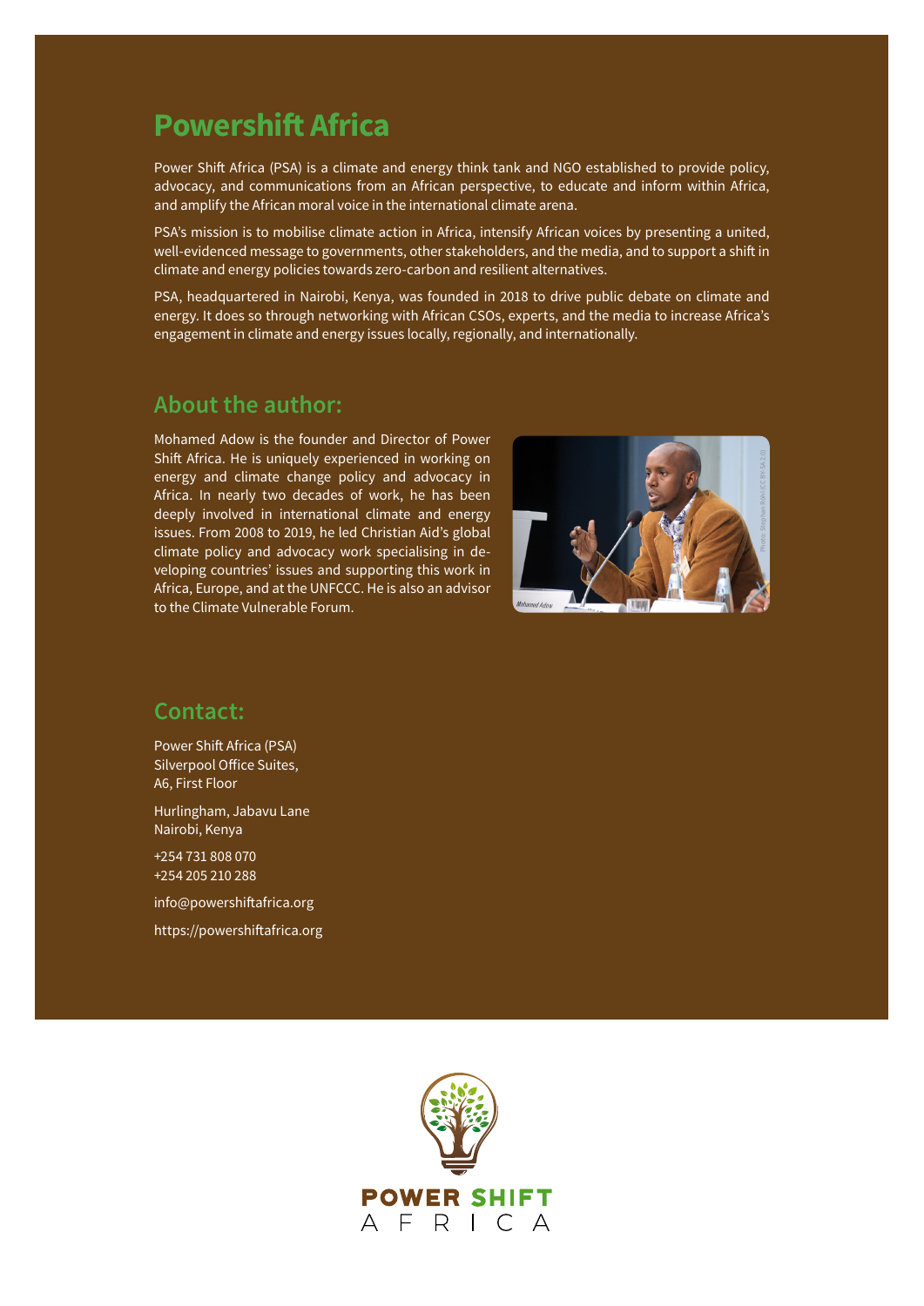# Powershift Africa

Power Shift Africa (PSA) is a climate and energy think tank and NGO established to provide policy, advocacy, and communications from an African perspective, to educate and inform within Africa, and amplify the African moral voice in the international climate arena.

PSA's mission is to mobilise climate action in Africa, intensify African voices by presenting a united, well-evidenced message to governments, other stakeholders, and the media, and to support a shift in climate and energy policies towards zero-carbon and resilient alternatives.

PSA, headquartered in Nairobi, Kenya, was founded in 2018 to drive public debate on climate and energy. It does so through networking with African CSOs, experts, and the media to increase Africa's engagement in climate and energy issues locally, regionally, and internationally.

## About the author:

Mohamed Adow is the founder and Director of Power Shift Africa. He is uniquely experienced in working on energy and climate change policy and advocacy in Africa. In nearly two decades of work, he has been deeply involved in international climate and energy issues. From 2008 to 2019, he led Christian Aid's global climate policy and advocacy work specialising in developing countries' issues and supporting this work in Africa, Europe, and at the UNFCCC. He is also an advisor to the Climate Vulnerable Forum.

## Contact:

Power Shift Africa (PSA)
Silverpool Office Suites,
A6, First Floor

Hurlingham, Jabavu Lane
Nairobi, Kenya

+254 731 808 070
+254 205 210 288

info@powershiftafrica.org

https://powershiftafrica.org

POWER SHIFT
AFRICA